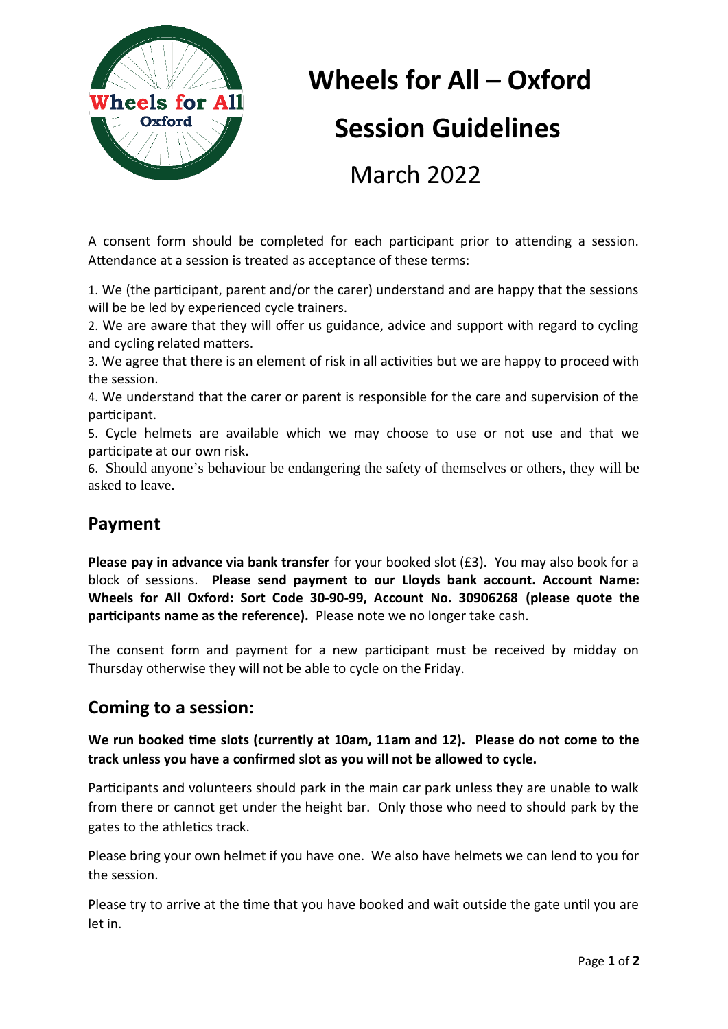# Wheels for All – Oxford

# Session Guidelines

March 2022

A consent form should be completed for each participant prior to attending a session. Attendance at a session is treated as acceptance of these terms:

1. We (the participant, parent and/or the carer) understand and are happy that the sessions will be be led by experienced cycle trainers.
2. We are aware that they will offer us guidance, advice and support with regard to cycling and cycling related matters.
3. We agree that there is an element of risk in all activities but we are happy to proceed with the session.
4. We understand that the carer or parent is responsible for the care and supervision of the participant.
5. Cycle helmets are available which we may choose to use or not use and that we participate at our own risk.
6. Should anyone's behaviour be endangering the safety of themselves or others, they will be asked to leave.

## Payment

**Please pay in advance via bank transfer** for your booked slot (£3). You may also book for a block of sessions. **Please send payment to our Lloyds bank account. Account Name: Wheels for All Oxford: Sort Code 30-90-99, Account No. 30906268 (please quote the participants name as the reference).** Please note we no longer take cash.

The consent form and payment for a new participant must be received by midday on Thursday otherwise they will not be able to cycle on the Friday.

## Coming to a session:

**We run booked time slots (currently at 10am, 11am and 12). Please do not come to the track unless you have a confirmed slot as you will not be allowed to cycle.**

Participants and volunteers should park in the main car park unless they are unable to walk from there or cannot get under the height bar. Only those who need to should park by the gates to the athletics track.

Please bring your own helmet if you have one. We also have helmets we can lend to you for the session.

Please try to arrive at the time that you have booked and wait outside the gate until you are let in.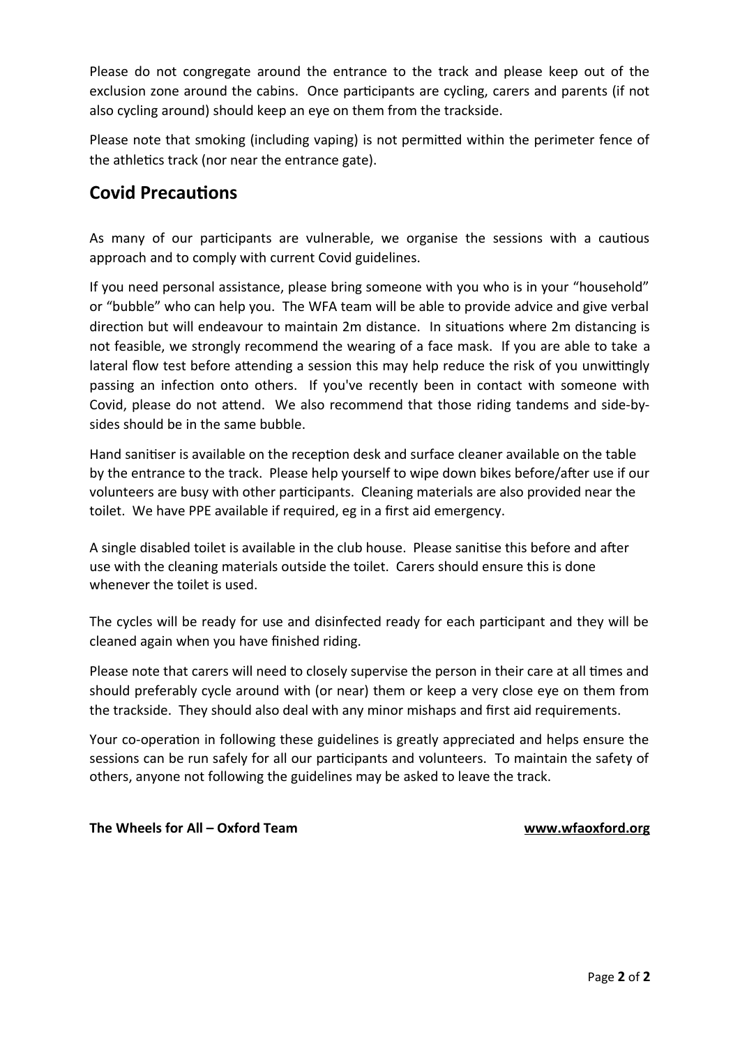Please do not congregate around the entrance to the track and please keep out of the exclusion zone around the cabins. Once participants are cycling, carers and parents (if not also cycling around) should keep an eye on them from the trackside.

Please note that smoking (including vaping) is not permitted within the perimeter fence of the athletics track (nor near the entrance gate).

## Covid Precautions

As many of our participants are vulnerable, we organise the sessions with a cautious approach and to comply with current Covid guidelines.

If you need personal assistance, please bring someone with you who is in your "household" or "bubble" who can help you. The WFA team will be able to provide advice and give verbal direction but will endeavour to maintain 2m distance. In situations where 2m distancing is not feasible, we strongly recommend the wearing of a face mask. If you are able to take a lateral flow test before attending a session this may help reduce the risk of you unwittingly passing an infection onto others. If you've recently been in contact with someone with Covid, please do not attend. We also recommend that those riding tandems and side-by-sides should be in the same bubble.

Hand sanitiser is available on the reception desk and surface cleaner available on the table by the entrance to the track. Please help yourself to wipe down bikes before/after use if our volunteers are busy with other participants. Cleaning materials are also provided near the toilet. We have PPE available if required, eg in a first aid emergency.

A single disabled toilet is available in the club house. Please sanitise this before and after use with the cleaning materials outside the toilet. Carers should ensure this is done whenever the toilet is used.

The cycles will be ready for use and disinfected ready for each participant and they will be cleaned again when you have finished riding.

Please note that carers will need to closely supervise the person in their care at all times and should preferably cycle around with (or near) them or keep a very close eye on them from the trackside. They should also deal with any minor mishaps and first aid requirements.

Your co-operation in following these guidelines is greatly appreciated and helps ensure the sessions can be run safely for all our participants and volunteers. To maintain the safety of others, anyone not following the guidelines may be asked to leave the track.

**The Wheels for All – Oxford Team** **www.wfaoxford.org**